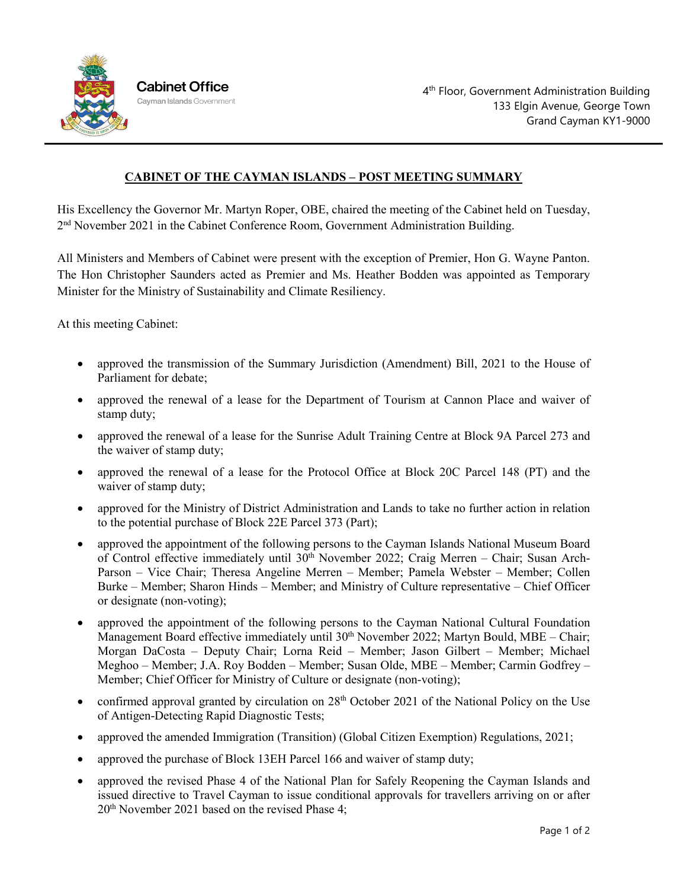Cabinet Office
Cayman Islands Government

4th Floor, Government Administration Building
133 Elgin Avenue, George Town
Grand Cayman KY1-9000

## CABINET OF THE CAYMAN ISLANDS – POST MEETING SUMMARY

His Excellency the Governor Mr. Martyn Roper, OBE, chaired the meeting of the Cabinet held on Tuesday, 2nd November 2021 in the Cabinet Conference Room, Government Administration Building.

All Ministers and Members of Cabinet were present with the exception of Premier, Hon G. Wayne Panton. The Hon Christopher Saunders acted as Premier and Ms. Heather Bodden was appointed as Temporary Minister for the Ministry of Sustainability and Climate Resiliency.

At this meeting Cabinet:

- approved the transmission of the Summary Jurisdiction (Amendment) Bill, 2021 to the House of Parliament for debate;
- approved the renewal of a lease for the Department of Tourism at Cannon Place and waiver of stamp duty;
- approved the renewal of a lease for the Sunrise Adult Training Centre at Block 9A Parcel 273 and the waiver of stamp duty;
- approved the renewal of a lease for the Protocol Office at Block 20C Parcel 148 (PT) and the waiver of stamp duty;
- approved for the Ministry of District Administration and Lands to take no further action in relation to the potential purchase of Block 22E Parcel 373 (Part);
- approved the appointment of the following persons to the Cayman Islands National Museum Board of Control effective immediately until 30th November 2022; Craig Merren – Chair; Susan Arch-Parson – Vice Chair; Theresa Angeline Merren – Member; Pamela Webster – Member; Collen Burke – Member; Sharon Hinds – Member; and Ministry of Culture representative – Chief Officer or designate (non-voting);
- approved the appointment of the following persons to the Cayman National Cultural Foundation Management Board effective immediately until 30th November 2022; Martyn Bould, MBE – Chair; Morgan DaCosta – Deputy Chair; Lorna Reid – Member; Jason Gilbert – Member; Michael Meghoo – Member; J.A. Roy Bodden – Member; Susan Olde, MBE – Member; Carmin Godfrey – Member; Chief Officer for Ministry of Culture or designate (non-voting);
- confirmed approval granted by circulation on 28th October 2021 of the National Policy on the Use of Antigen-Detecting Rapid Diagnostic Tests;
- approved the amended Immigration (Transition) (Global Citizen Exemption) Regulations, 2021;
- approved the purchase of Block 13EH Parcel 166 and waiver of stamp duty;
- approved the revised Phase 4 of the National Plan for Safely Reopening the Cayman Islands and issued directive to Travel Cayman to issue conditional approvals for travellers arriving on or after 20th November 2021 based on the revised Phase 4;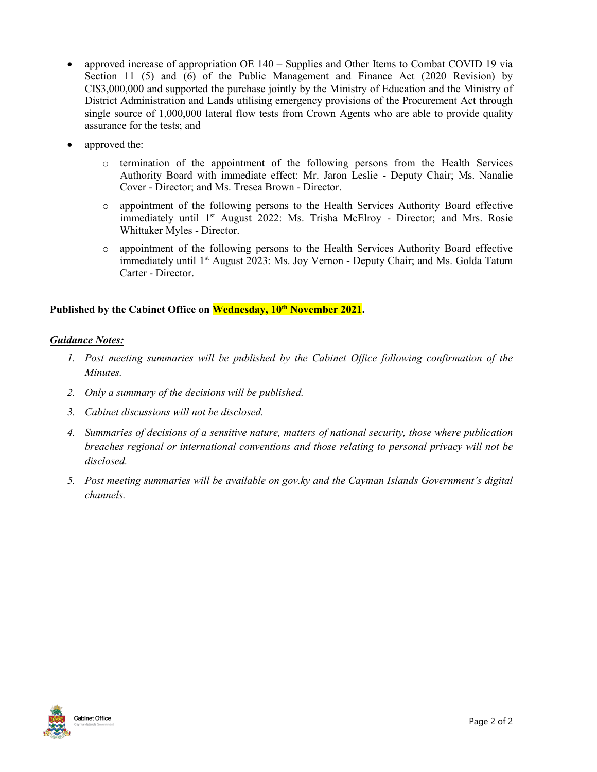- approved increase of appropriation OE 140 – Supplies and Other Items to Combat COVID 19 via Section 11 (5) and (6) of the Public Management and Finance Act (2020 Revision) by CI$3,000,000 and supported the purchase jointly by the Ministry of Education and the Ministry of District Administration and Lands utilising emergency provisions of the Procurement Act through single source of 1,000,000 lateral flow tests from Crown Agents who are able to provide quality assurance for the tests; and

- approved the:
    - termination of the appointment of the following persons from the Health Services Authority Board with immediate effect: Mr. Jaron Leslie - Deputy Chair; Ms. Nanalie Cover - Director; and Ms. Tresea Brown - Director.
    - appointment of the following persons to the Health Services Authority Board effective immediately until 1st August 2022: Ms. Trisha McElroy - Director; and Mrs. Rosie Whittaker Myles - Director.
    - appointment of the following persons to the Health Services Authority Board effective immediately until 1st August 2023: Ms. Joy Vernon - Deputy Chair; and Ms. Golda Tatum Carter - Director.

**Published by the Cabinet Office on Wednesday, 10th November 2021.**

***Guidance Notes:***

1. *Post meeting summaries will be published by the Cabinet Office following confirmation of the Minutes.*
2. *Only a summary of the decisions will be published.*
3. *Cabinet discussions will not be disclosed.*
4. *Summaries of decisions of a sensitive nature, matters of national security, those where publication breaches regional or international conventions and those relating to personal privacy will not be disclosed.*
5. *Post meeting summaries will be available on gov.ky and the Cayman Islands Government's digital channels.*